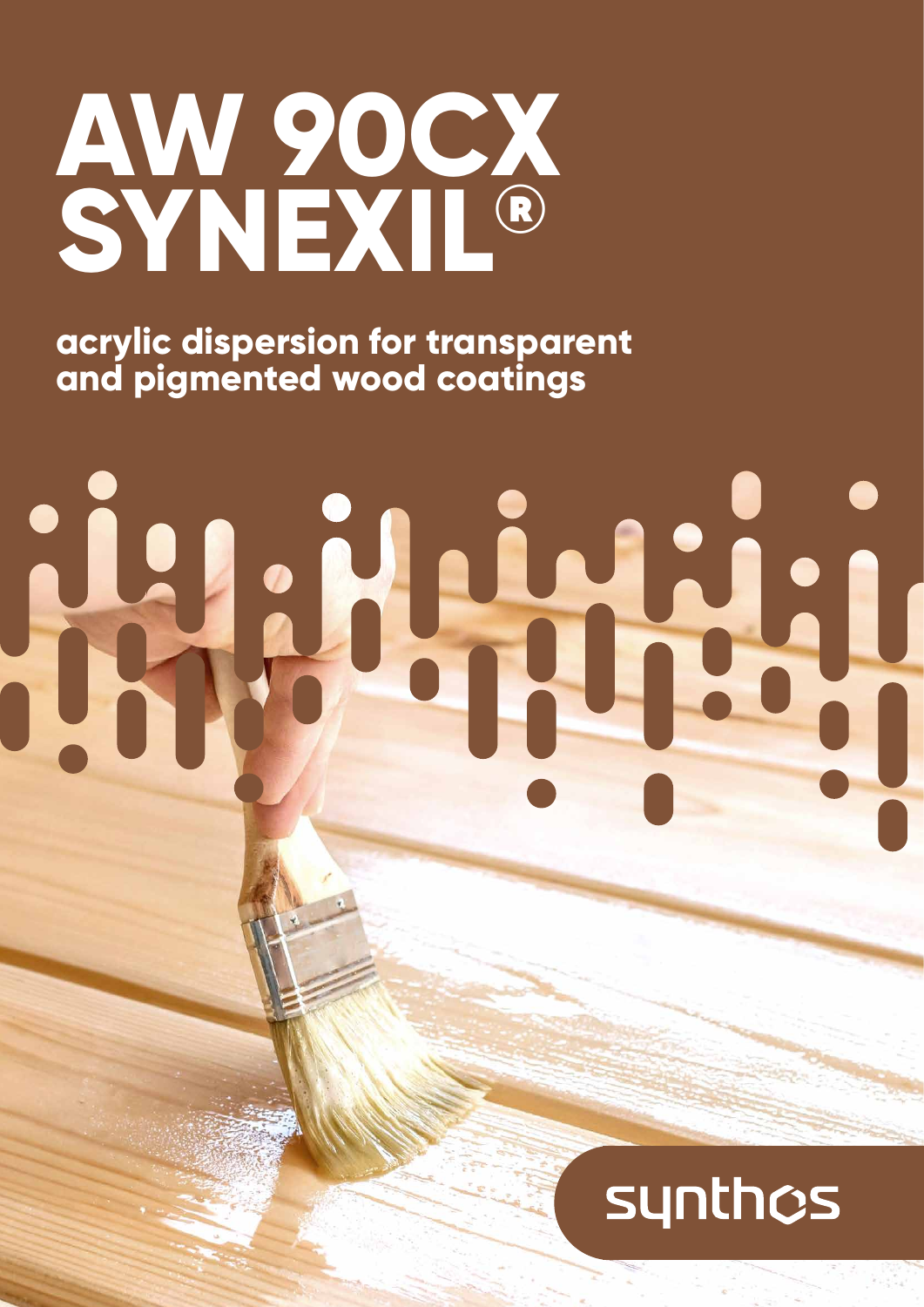# AW 90CX SYNEXIL®

## acrylic dispersion for transparent and pigmented wood coatings

synthos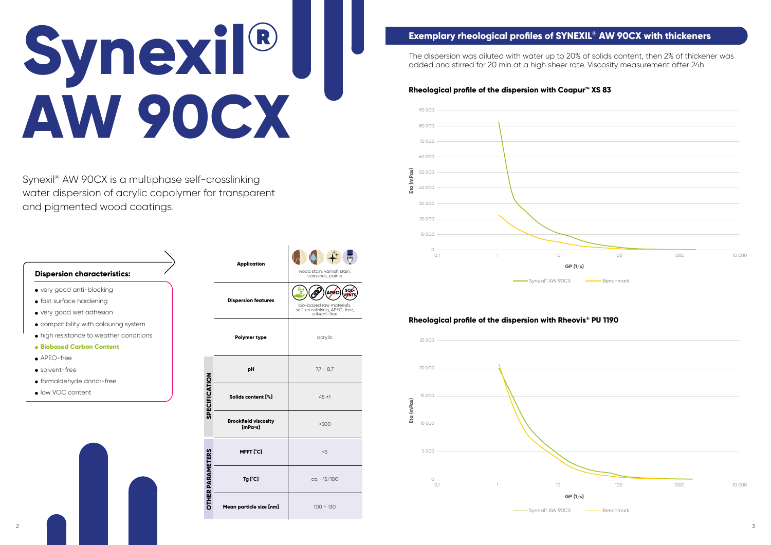# Synexil® AW 90CX

Synexil® AW 90CX is a multiphase self-crosslinking water dispersion of acrylic copolymer for transparent and pigmented wood coatings.

**Dispersion characteristics:**

- very good anti-blocking
- fast surface hardening
- very good wet adhesion
- compatibility with colouring system
- high resistance to weather conditions
- **Biobased Carbon Content**
- APEO-free
- solvent-free
- formaldehyde donor-free
- low VOC content

| | | |
|---|---|---|
| | **Application** | wood stain, varnish stain, varnishes, paints |
| | **Dispersion features** | bio-based raw materials, self-crosslinking, APEO-free, solvent-free |
| | **Polymer type** | acrylic |
| **SPECIFICATION** | **pH** | 7,7 ÷ 8,7 |
| | **Solids content [%]** | 45 ±1 |
| | **Brookfield viscosity [mPa•s]** | <500 |
| **OTHER PARAMETERS** | **MFFT [°C]** | <5 |
| | **Tg [°C]** | ca. -15/100 |
| | **Mean particle size [nm]** | 100 ÷ 130 |

## Exemplary rheological profiles of SYNEXIL® AW 90CX with thickeners

The dispersion was diluted with water up to 20% of solids content, then 2% of thickener was added and stirred for 20 min at a high sheer rate. Viscosity measurement after 24h.

**Rheological profile of the dispersion with Coapur™ XS 83**

Eta (mPas) vs. GP (1/s) — Synexil® AW 90CX, Benchmark

**Rheological profile of the dispersion with Rheovis® PU 1190**

Eta (mPas) vs. GP (1/s) — Synexil® AW 90CX, Benchmark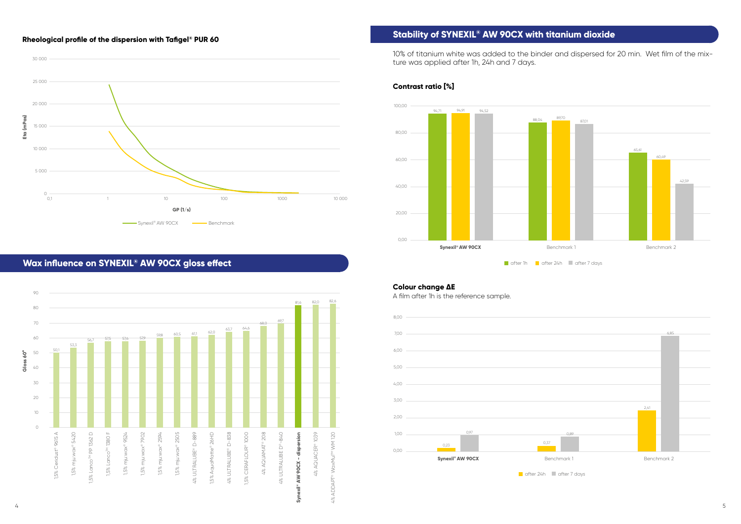### Rheological profile of the dispersion with Tafigel® PUR 60

Eta (mPas) vs GP (1/s)

Legend: Synexil® AW 90CX, Benchmark

## Wax influence on SYNEXIL® AW 90CX gloss effect

Gloss 60°

| Sample | Gloss 60° |
|---|---|
| 1,5% Ceridust® 9615 A | 50,1 |
| 1,5% mju:wax® 5420 | 53,3 |
| 1,5% Lanco™ PP 1362 D | 56,7 |
| 1,5% Lanco™ 1380 F | 57,5 |
| 1,5% mju:wax® 9524 | 57,6 |
| 1,5% mju:wax® 7902 | 57,9 |
| 1,5% mju:wax® 2594 | 59,8 |
| 1,5% mju:wax® 2505 | 60,5 |
| 4% ULTRALUBE® D-889 | 61,1 |
| 1,5% AquaMatte® 26HD | 62,0 |
| 4% ULTRALUBE® D-838 | 63,7 |
| 1,5% CERAFLOUR® 1000 | 64,6 |
| 4% AQUAMAT® 208 | 68,0 |
| 4% ULTRALUBE D®-840 | 69,7 |
| **Synexil® AW 90CX - dispersion** | 81,6 |
| 4% AQUACER® 1039 | 82,0 |
| 4% ADDAPT® WaxMul™ WM 120 | 82,6 |

## Stability of SYNEXIL® AW 90CX with titanium dioxide

10% of titanium white was added to the binder and dispersed for 20 min. Wet film of the mixture was applied after 1h, 24h and 7 days.

### Contrast ratio [%]

| | after 1h | after 24h | after 7 days |
|---|---|---|---|
| **Synexil® AW 90CX** | 94,71 | 94,91 | 94,52 |
| Benchmark 1 | 88,04 | 89,70 | 87,01 |
| Benchmark 2 | 65,61 | 60,49 | 42,59 |

### Colour change ΔE

A film after 1h is the reference sample.

| | after 24h | after 7 days |
|---|---|---|
| **Synexil® AW 90CX** | 0,23 | 0,97 |
| Benchmark 1 | 0,37 | 0,89 |
| Benchmark 2 | 2,41 | 6,85 |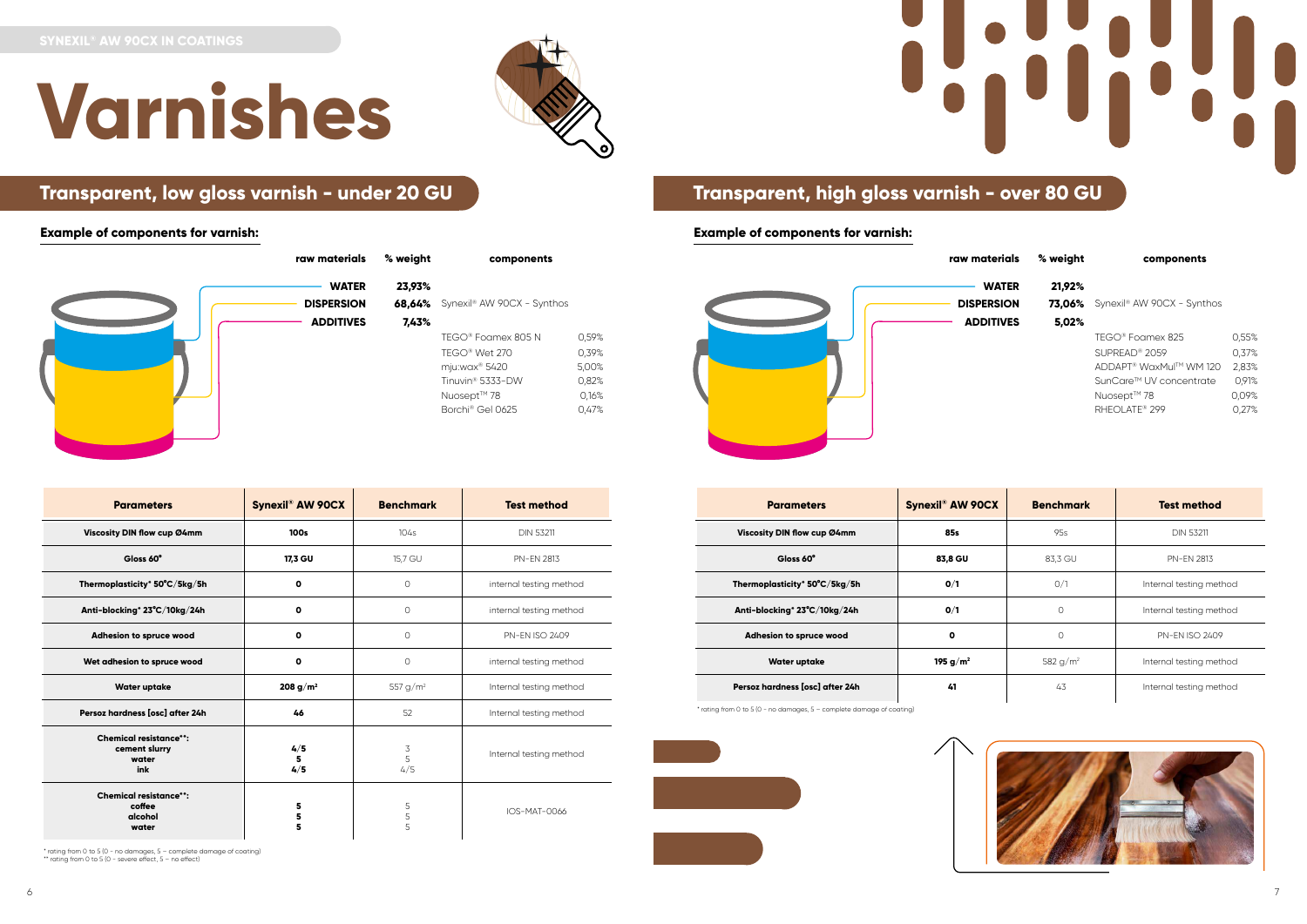SYNEXIL® AW 90CX IN COATINGS

# Varnishes

## Transparent, low gloss varnish - under 20 GU

### Example of components for varnish:

| raw materials | % weight | components | |
|---|---|---|---|
| WATER | 23,93% | | |
| DISPERSION | 68,64% | Synexil® AW 90CX - Synthos | |
| ADDITIVES | 7,43% | | |
| | | TEGO® Foamex 805 N | 0,59% |
| | | TEGO® Wet 270 | 0,39% |
| | | mju:wax® 5420 | 5,00% |
| | | Tinuvin® 5333-DW | 0,82% |
| | | Nuosept™ 78 | 0,16% |
| | | Borchi® Gel 0625 | 0,47% |

| Parameters | Synexil® AW 90CX | Benchmark | Test method |
|---|---|---|---|
| Viscosity DIN flow cup Ø4mm | 100s | 104s | DIN 53211 |
| Gloss 60° | 17,3 GU | 15,7 GU | PN-EN 2813 |
| Thermoplasticity* 50°C/5kg/5h | 0 | 0 | internal testing method |
| Anti-blocking* 23°C/10kg/24h | 0 | 0 | internal testing method |
| Adhesion to spruce wood | 0 | 0 | PN-EN ISO 2409 |
| Wet adhesion to spruce wood | 0 | 0 | internal testing method |
| Water uptake | 208 g/m² | 557 g/m² | Internal testing method |
| Persoz hardness [osc] after 24h | 46 | 52 | Internal testing method |
| Chemical resistance**: cement slurry / water / ink | 4/5 / 5 / 4/5 | 3 / 5 / 4/5 | Internal testing method |
| Chemical resistance**: coffee / alcohol / water | 5 / 5 / 5 | 5 / 5 / 5 | IOS-MAT-0066 |

\* rating from 0 to 5 (0 – no damages, 5 – complete damage of coating)
\*\* rating from 0 to 5 (0 – severe effect, 5 – no effect)

## Transparent, high gloss varnish - over 80 GU

### Example of components for varnish:

| raw materials | % weight | components | |
|---|---|---|---|
| WATER | 21,92% | | |
| DISPERSION | 73,06% | Synexil® AW 90CX - Synthos | |
| ADDITIVES | 5,02% | | |
| | | TEGO® Foamex 825 | 0,55% |
| | | SUPREAD® 2059 | 0,37% |
| | | ADDAPT® WaxMul™ WM 120 | 2,83% |
| | | SunCare™ UV concentrate | 0,91% |
| | | Nuosept™ 78 | 0,09% |
| | | RHEOLATE® 299 | 0,27% |

| Parameters | Synexil® AW 90CX | Benchmark | Test method |
|---|---|---|---|
| Viscosity DIN flow cup Ø4mm | 85s | 95s | DIN 53211 |
| Gloss 60° | 83,8 GU | 83,3 GU | PN-EN 2813 |
| Thermoplasticity* 50°C/5kg/5h | 0/1 | 0/1 | Internal testing method |
| Anti-blocking* 23°C/10kg/24h | 0/1 | 0 | Internal testing method |
| Adhesion to spruce wood | 0 | 0 | PN-EN ISO 2409 |
| Water uptake | 195 g/m² | 582 g/m² | Internal testing method |
| Persoz hardness [osc] after 24h | 41 | 43 | Internal testing method |

\* rating from 0 to 5 (0 – no damages, 5 – complete damage of coating)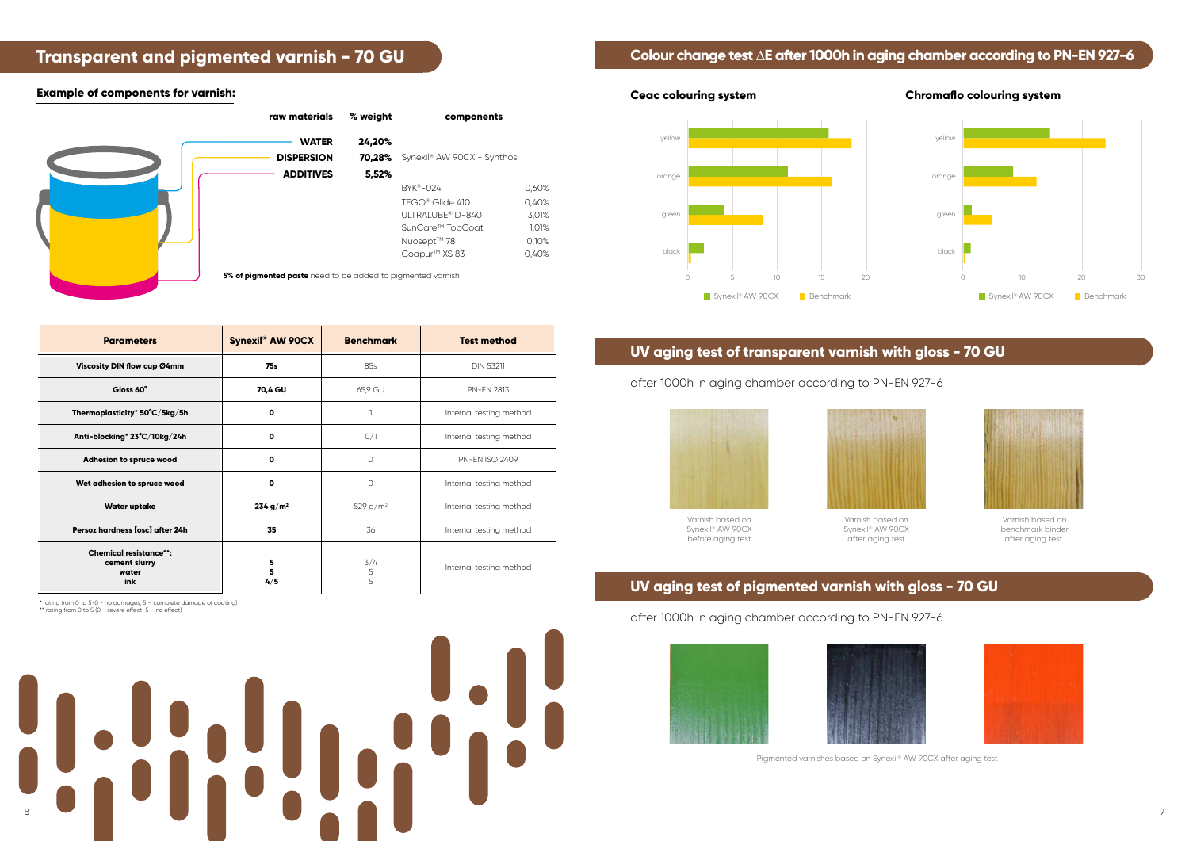## Transparent and pigmented varnish - 70 GU

### Example of components for varnish:

| raw materials | % weight | components | |
|---|---|---|---|
| WATER | 24,20% | | |
| DISPERSION | 70,28% | Synexil® AW 90CX - Synthos | |
| ADDITIVES | 5,52% | | |
| | | BYK®-024 | 0,60% |
| | | TEGO® Glide 410 | 0,40% |
| | | ULTRALUBE® D-840 | 3,01% |
| | | SunCare™ TopCoat | 1,01% |
| | | Nuosept™ 78 | 0,10% |
| | | Coapur™ XS 83 | 0,40% |

**5% of pigmented paste** need to be added to pigmented varnish

| Parameters | Synexil® AW 90CX | Benchmark | Test method |
|---|---|---|---|
| Viscosity DIN flow cup Ø4mm | 75s | 85s | DIN 53211 |
| Gloss 60° | 70,4 GU | 65,9 GU | PN-EN 2813 |
| Thermoplasticity* 50°C/5kg/5h | 0 | 1 | Internal testing method |
| Anti-blocking* 23°C/10kg/24h | 0 | 0/1 | Internal testing method |
| Adhesion to spruce wood | 0 | 0 | PN-EN ISO 2409 |
| Wet adhesion to spruce wood | 0 | 0 | Internal testing method |
| Water uptake | 234 g/m² | 529 g/m² | Internal testing method |
| Persoz hardness [osc] after 24h | 35 | 36 | Internal testing method |
| Chemical resistance**: cement slurry / water / ink | 5 / 5 / 4/5 | 3/4 / 5 / 5 | Internal testing method |

\* rating from 0 to 5 (0 - no damages, 5 – complete damage of coating)
\*\* rating from 0 to 5 (0 - severe effect, 5 – no effect)

## Colour change test ΔE after 1000h in aging chamber according to PN-EN 927-6

### Ceac colouring system

| | Synexil® AW 90CX | Benchmark |
|---|---|---|
| yellow | ~15.7 | ~18.3 |
| orange | ~11.1 | ~16 |
| green | ~4 | ~8.4 |
| black | ~1.8 | ~0.3 |

### Chromaflo colouring system

| | Synexil® AW 90CX | Benchmark |
|---|---|---|
| yellow | ~14.6 | ~24 |
| orange | ~8.5 | ~12.3 |
| green | ~1.4 | ~4.8 |
| black | ~1.2 | ~0.2 |

## UV aging test of transparent varnish with gloss - 70 GU

after 1000h in aging chamber according to PN-EN 927-6

Varnish based on Synexil® AW 90CX before aging test

Varnish based on Synexil® AW 90CX after aging test

Varnish based on benchmark binder after aging test

## UV aging test of pigmented varnish with gloss - 70 GU

after 1000h in aging chamber according to PN-EN 927-6

Pigmented varnishes based on Synexil® AW 90CX after aging test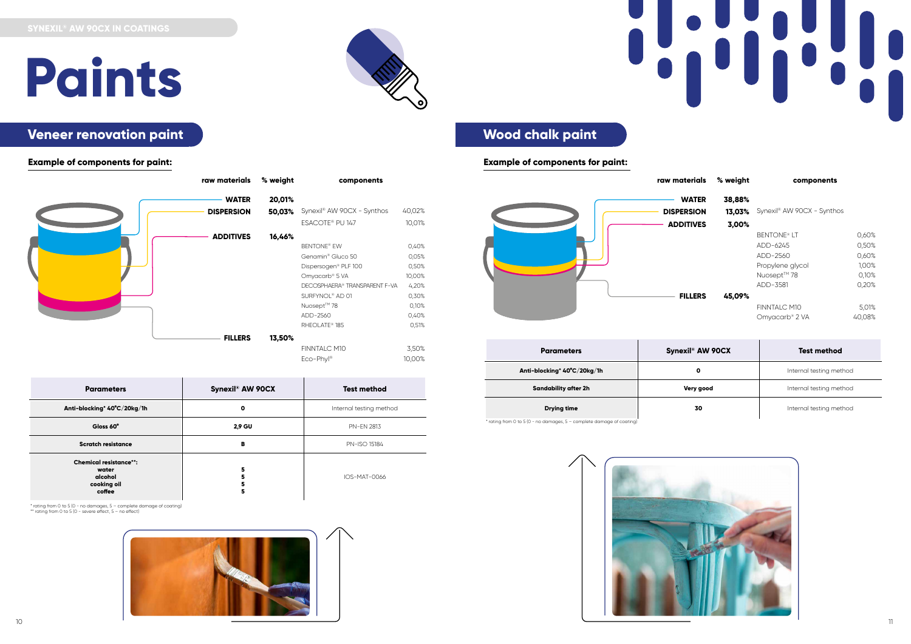SYNEXIL® AW 90CX IN COATINGS

# Paints

## Veneer renovation paint

**Example of components for paint:**

| raw materials | % weight | components | |
|---|---|---|---|
| WATER | 20,01% | | |
| DISPERSION | 50,03% | Synexil® AW 90CX - Synthos | 40,02% |
| | | ESACOTE® PU 147 | 10,01% |
| ADDITIVES | 16,46% | | |
| | | BENTONE® EW | 0,40% |
| | | Genamin® Gluco 50 | 0,05% |
| | | Dispersogen® PLF 100 | 0,50% |
| | | Omyacarb® 5 VA | 10,00% |
| | | DECOSPHAERA® TRANSPARENT F-VA | 4,20% |
| | | SURFYNOL® AD 01 | 0,30% |
| | | Nuosept™ 78 | 0,10% |
| | | ADD-2560 | 0,40% |
| | | RHEOLATE® 185 | 0,51% |
| FILLERS | 13,50% | | |
| | | FINNTALC M10 | 3,50% |
| | | Eco-Phyl® | 10,00% |

| Parameters | Synexil® AW 90CX | Test method |
|---|---|---|
| Anti-blocking* 40°C/20kg/1h | 0 | Internal testing method |
| Gloss 60° | 2,9 GU | PN-EN 2813 |
| Scratch resistance | B | PN-ISO 15184 |
| Chemical resistance**: water, alcohol, cooking oil, coffee | 5, 5, 5, 5 | IOS-MAT-0066 |

\* rating from 0 to 5 (0 - no damages, 5 – complete damage of coating)
\*\* rating from 0 to 5 (0 - severe effect, 5 – no effect)

## Wood chalk paint

**Example of components for paint:**

| raw materials | % weight | components | |
|---|---|---|---|
| WATER | 38,88% | | |
| DISPERSION | 13,03% | Synexil® AW 90CX - Synthos | |
| ADDITIVES | 3,00% | | |
| | | BENTONE® LT | 0,60% |
| | | ADD-6245 | 0,50% |
| | | ADD-2560 | 0,60% |
| | | Propylene glycol | 1,00% |
| | | Nuosept™ 78 | 0,10% |
| | | ADD-3581 | 0,20% |
| FILLERS | 45,09% | | |
| | | FINNTALC M10 | 5,01% |
| | | Omyacarb® 2 VA | 40,08% |

| Parameters | Synexil® AW 90CX | Test method |
|---|---|---|
| Anti-blocking* 40°C/20kg/1h | 0 | Internal testing method |
| Sandability after 2h | Very good | Internal testing method |
| Drying time | 30 | Internal testing method |

\* rating from 0 to 5 (0 - no damages, 5 – complete damage of coating)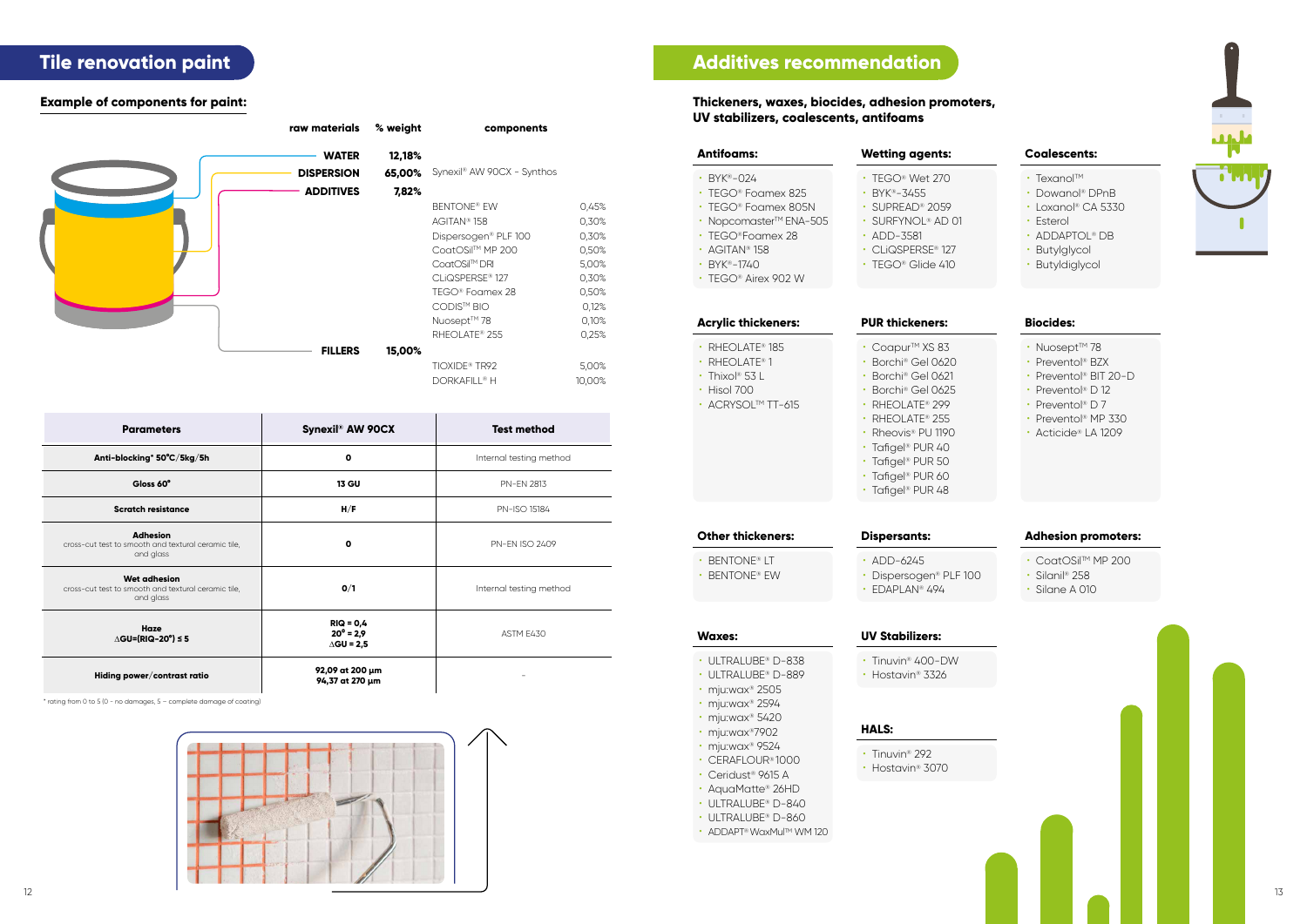## Tile renovation paint

### Example of components for paint:

| raw materials | % weight | components | |
|---|---|---|---|
| WATER | 12,18% | | |
| DISPERSION | 65,00% | Synexil® AW 90CX – Synthos | |
| ADDITIVES | 7,82% | | |
| | | BENTONE® EW | 0,45% |
| | | AGITAN® 158 | 0,30% |
| | | Dispersogen® PLF 100 | 0,30% |
| | | CoatOSil™ MP 200 | 0,50% |
| | | CoatOSil™ DRI | 5,00% |
| | | CLiQSPERSE® 127 | 0,30% |
| | | TEGO® Foamex 28 | 0,50% |
| | | CODIS™ BIO | 0,12% |
| | | Nuosept™ 78 | 0,10% |
| | | RHEOLATE® 255 | 0,25% |
| FILLERS | 15,00% | | |
| | | TIOXIDE® TR92 | 5,00% |
| | | DORKAFILL® H | 10,00% |

| Parameters | Synexil® AW 90CX | Test method |
|---|---|---|
| Anti-blocking* 50°C/5kg/5h | 0 | Internal testing method |
| Gloss 60° | 13 GU | PN-EN 2813 |
| Scratch resistance | H/F | PN-ISO 15184 |
| Adhesion cross-cut test to smooth and textural ceramic tile, and glass | 0 | PN-EN ISO 2409 |
| Wet adhesion cross-cut test to smooth and textural ceramic tile, and glass | 0/1 | Internal testing method |
| Haze ∆GU=(RIQ–20°) ≤ 5 | RIQ = 0,4; 20° = 2,9; ∆GU = 2,5 | ASTM E430 |
| Hiding power/contrast ratio | 92,09 at 200 µm; 94,37 at 270 µm | - |

* rating from 0 to 5 (0 – no damages, 5 – complete damage of coating)

## Additives recommendation

### Thickeners, waxes, biocides, adhesion promoters, UV stabilizers, coalescents, antifoams

**Antifoams:**
- BYK®-024
- TEGO® Foamex 825
- TEGO® Foamex 805N
- Nopcomaster™ ENA-505
- TEGO® Foamex 28
- AGITAN® 158
- BYK®-1740
- TEGO® Airex 902 W

**Wetting agents:**
- TEGO® Wet 270
- BYK®-3455
- SUPREAD® 2059
- SURFYNOL® AD 01
- ADD-3581
- CLiQSPERSE® 127
- TEGO® Glide 410

**Coalescents:**
- Texanol™
- Dowanol® DPnB
- Loxanol® CA 5330
- Esterol
- ADDAPTOL® DB
- Butylglycol
- Butyldiglycol

**Acrylic thickeners:**
- RHEOLATE® 185
- RHEOLATE® 1
- Thixol® 53 L
- Hisol 700
- ACRYSOL™ TT-615

**PUR thickeners:**
- Coapur™ XS 83
- Borchi® Gel 0620
- Borchi® Gel 0621
- Borchi® Gel 0625
- RHEOLATE® 299
- RHEOLATE® 255
- Rheovis® PU 1190
- Tafigel® PUR 40
- Tafigel® PUR 50
- Tafigel® PUR 60
- Tafigel® PUR 48

**Biocides:**
- Nuosept™ 78
- Preventol® BZX
- Preventol® BIT 20-D
- Preventol® D 12
- Preventol® D 7
- Preventol® MP 330
- Acticide® LA 1209

**Other thickeners:**
- BENTONE® LT
- BENTONE® EW

**Dispersants:**
- ADD-6245
- Dispersogen® PLF 100
- EDAPLAN® 494

**Adhesion promoters:**
- CoatOSil™ MP 200
- Silanil® 258
- Silane A 010

**Waxes:**
- ULTRALUBE® D-838
- ULTRALUBE® D-889
- mju:wax® 2505
- mju:wax® 2594
- mju:wax® 5420
- mju:wax® 7902
- mju:wax® 9524
- CERAFLOUR® 1000
- Ceridust® 9615 A
- AquaMatte® 26HD
- ULTRALUBE® D-840
- ULTRALUBE® D-860
- ADDAPT® WaxMul™ WM 120

**UV Stabilizers:**
- Tinuvin® 400-DW
- Hostavin® 3326

**HALS:**
- Tinuvin® 292
- Hostavin® 3070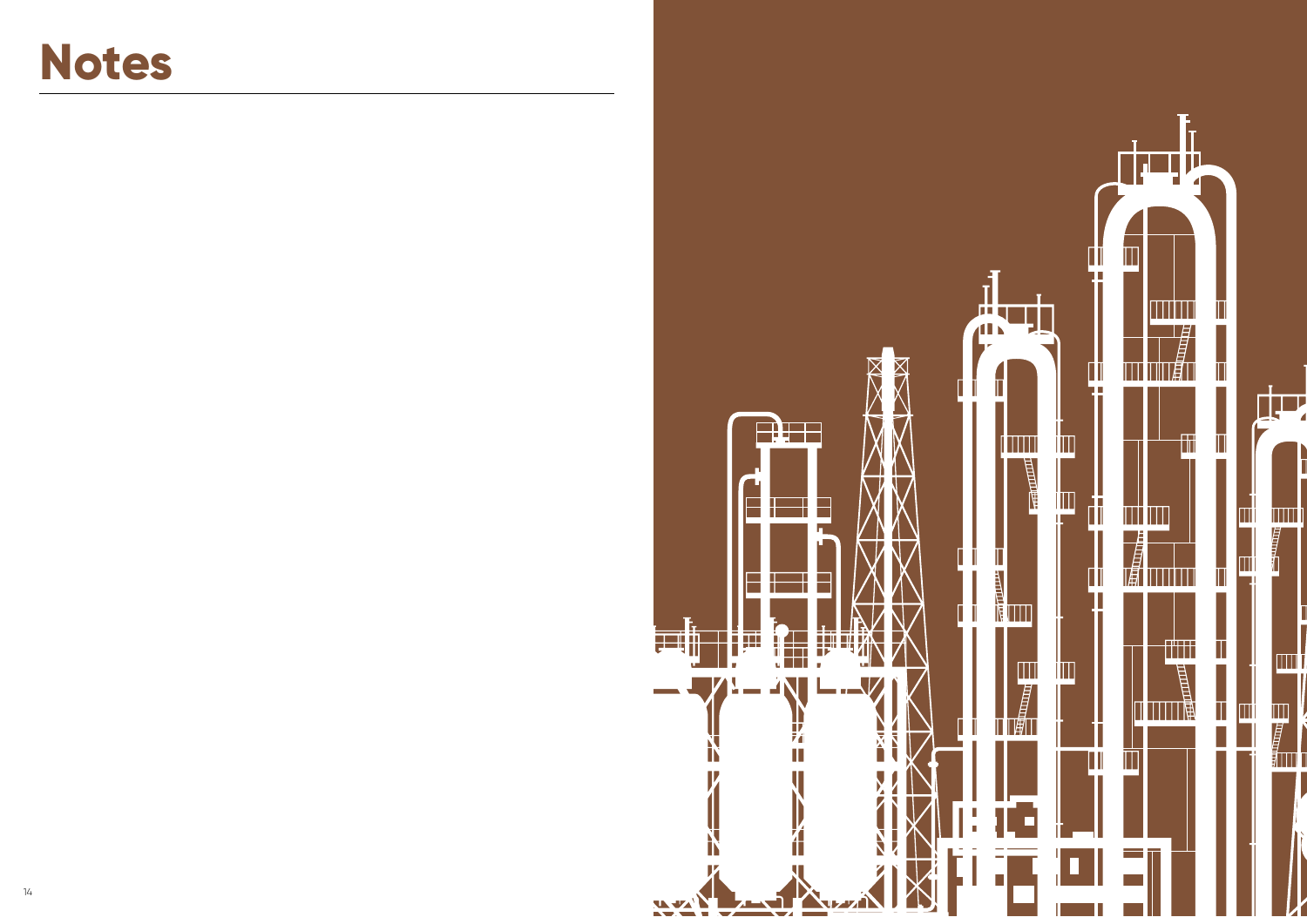# Notes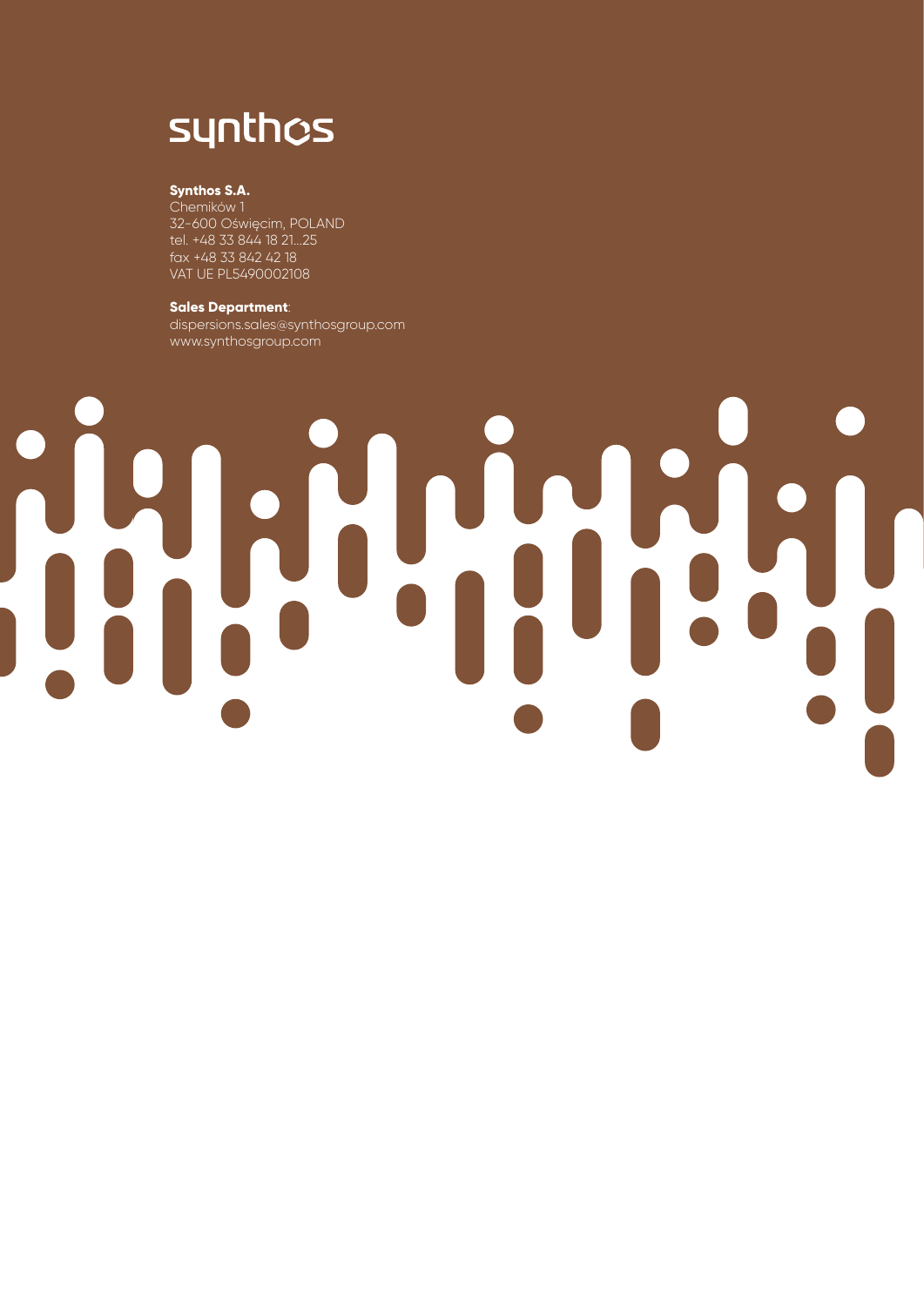synthos

**Synthos S.A.**
Chemików 1
32-600 Oświęcim, POLAND
tel. +48 33 844 18 21...25
fax +48 33 842 42 18
VAT UE PL5490002108

**Sales Department**:
dispersions.sales@synthosgroup.com
www.synthosgroup.com